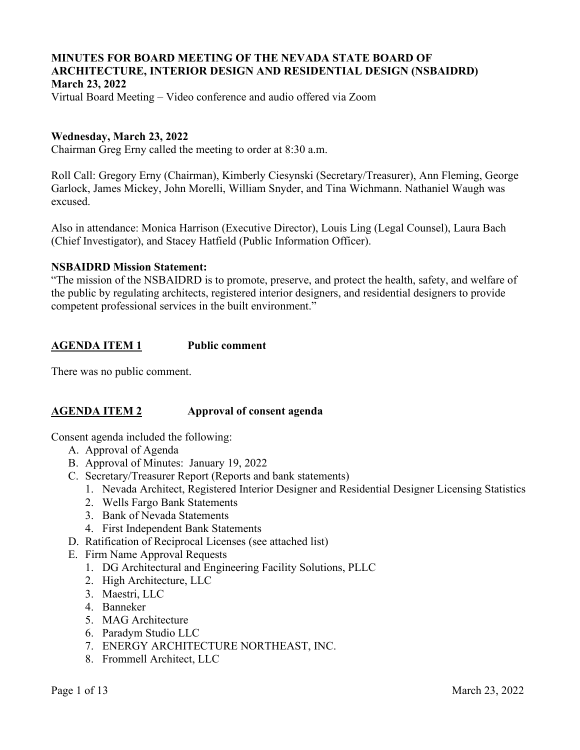# MINUTES FOR BOARD MEETING OF THE NEVADA STATE BOARD OF ARCHITECTURE, INTERIOR DESIGN AND RESIDENTIAL DESIGN (NSBAIDRD)

**March 23, 2022**

Virtual Board Meeting – Video conference and audio offered via Zoom

**Wednesday, March 23, 2022**

Chairman Greg Erny called the meeting to order at 8:30 a.m.

Roll Call: Gregory Erny (Chairman), Kimberly Ciesynski (Secretary/Treasurer), Ann Fleming, George Garlock, James Mickey, John Morelli, William Snyder, and Tina Wichmann. Nathaniel Waugh was excused.

Also in attendance: Monica Harrison (Executive Director), Louis Ling (Legal Counsel), Laura Bach (Chief Investigator), and Stacey Hatfield (Public Information Officer).

**NSBAIDRD Mission Statement:**

"The mission of the NSBAIDRD is to promote, preserve, and protect the health, safety, and welfare of the public by regulating architects, registered interior designers, and residential designers to provide competent professional services in the built environment."

## AGENDA ITEM 1 Public comment

There was no public comment.

## AGENDA ITEM 2 Approval of consent agenda

Consent agenda included the following:

A. Approval of Agenda
B. Approval of Minutes: January 19, 2022
C. Secretary/Treasurer Report (Reports and bank statements)
   1. Nevada Architect, Registered Interior Designer and Residential Designer Licensing Statistics
   2. Wells Fargo Bank Statements
   3. Bank of Nevada Statements
   4. First Independent Bank Statements
D. Ratification of Reciprocal Licenses (see attached list)
E. Firm Name Approval Requests
   1. DG Architectural and Engineering Facility Solutions, PLLC
   2. High Architecture, LLC
   3. Maestri, LLC
   4. Banneker
   5. MAG Architecture
   6. Paradym Studio LLC
   7. ENERGY ARCHITECTURE NORTHEAST, INC.
   8. Frommell Architect, LLC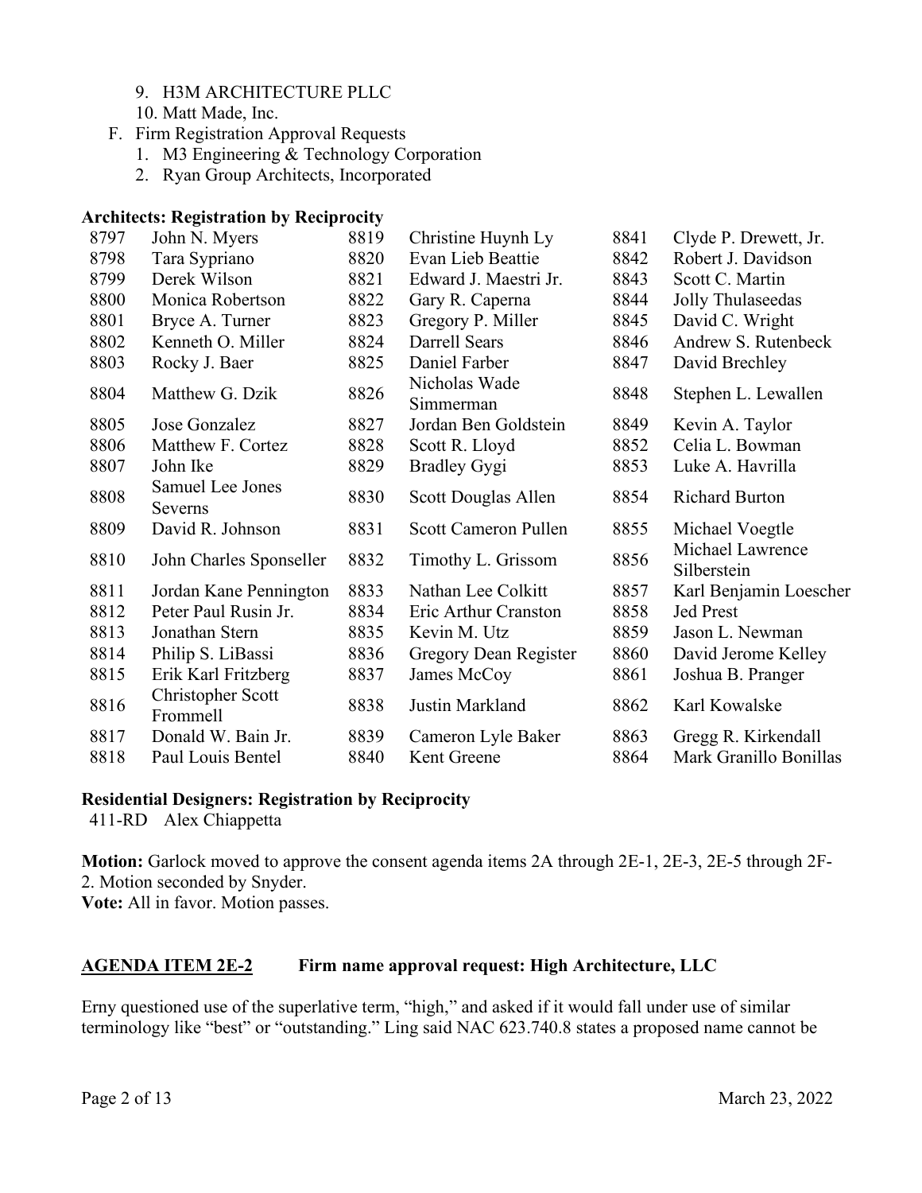9. H3M ARCHITECTURE PLLC
10. Matt Made, Inc.

F. Firm Registration Approval Requests
   1. M3 Engineering & Technology Corporation
   2. Ryan Group Architects, Incorporated

**Architects: Registration by Reciprocity**

| | | | | | |
|---|---|---|---|---|---|
| 8797 | John N. Myers | 8819 | Christine Huynh Ly | 8841 | Clyde P. Drewett, Jr. |
| 8798 | Tara Sypriano | 8820 | Evan Lieb Beattie | 8842 | Robert J. Davidson |
| 8799 | Derek Wilson | 8821 | Edward J. Maestri Jr. | 8843 | Scott C. Martin |
| 8800 | Monica Robertson | 8822 | Gary R. Caperna | 8844 | Jolly Thulaseedas |
| 8801 | Bryce A. Turner | 8823 | Gregory P. Miller | 8845 | David C. Wright |
| 8802 | Kenneth O. Miller | 8824 | Darrell Sears | 8846 | Andrew S. Rutenbeck |
| 8803 | Rocky J. Baer | 8825 | Daniel Farber | 8847 | David Brechley |
| 8804 | Matthew G. Dzik | 8826 | Nicholas Wade Simmerman | 8848 | Stephen L. Lewallen |
| 8805 | Jose Gonzalez | 8827 | Jordan Ben Goldstein | 8849 | Kevin A. Taylor |
| 8806 | Matthew F. Cortez | 8828 | Scott R. Lloyd | 8852 | Celia L. Bowman |
| 8807 | John Ike | 8829 | Bradley Gygi | 8853 | Luke A. Havrilla |
| 8808 | Samuel Lee Jones Severns | 8830 | Scott Douglas Allen | 8854 | Richard Burton |
| 8809 | David R. Johnson | 8831 | Scott Cameron Pullen | 8855 | Michael Voegtle |
| 8810 | John Charles Sponseller | 8832 | Timothy L. Grissom | 8856 | Michael Lawrence Silberstein |
| 8811 | Jordan Kane Pennington | 8833 | Nathan Lee Colkitt | 8857 | Karl Benjamin Loescher |
| 8812 | Peter Paul Rusin Jr. | 8834 | Eric Arthur Cranston | 8858 | Jed Prest |
| 8813 | Jonathan Stern | 8835 | Kevin M. Utz | 8859 | Jason L. Newman |
| 8814 | Philip S. LiBassi | 8836 | Gregory Dean Register | 8860 | David Jerome Kelley |
| 8815 | Erik Karl Fritzberg | 8837 | James McCoy | 8861 | Joshua B. Pranger |
| 8816 | Christopher Scott Frommell | 8838 | Justin Markland | 8862 | Karl Kowalske |
| 8817 | Donald W. Bain Jr. | 8839 | Cameron Lyle Baker | 8863 | Gregg R. Kirkendall |
| 8818 | Paul Louis Bentel | 8840 | Kent Greene | 8864 | Mark Granillo Bonillas |

**Residential Designers: Registration by Reciprocity**

411-RD Alex Chiappetta

**Motion:** Garlock moved to approve the consent agenda items 2A through 2E-1, 2E-3, 2E-5 through 2F-2. Motion seconded by Snyder.

**Vote:** All in favor. Motion passes.

**AGENDA ITEM 2E-2 Firm name approval request: High Architecture, LLC**

Erny questioned use of the superlative term, "high," and asked if it would fall under use of similar terminology like "best" or "outstanding." Ling said NAC 623.740.8 states a proposed name cannot be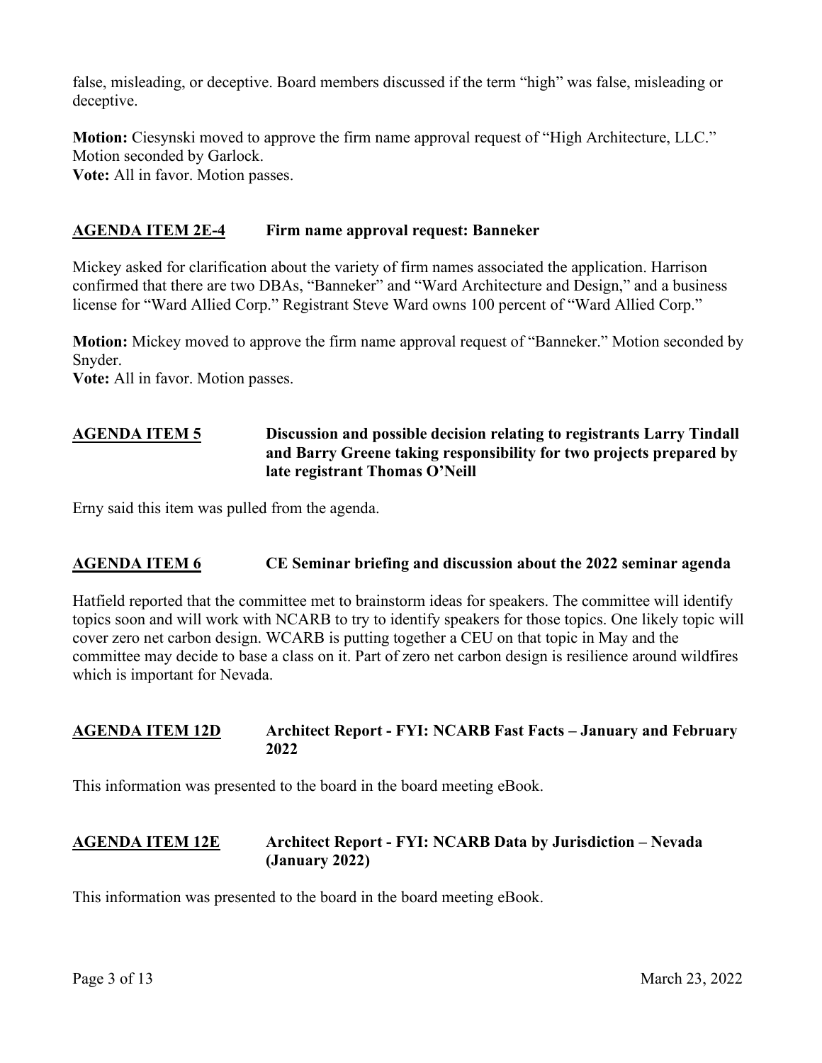false, misleading, or deceptive. Board members discussed if the term "high" was false, misleading or deceptive.

**Motion:** Ciesynski moved to approve the firm name approval request of "High Architecture, LLC." Motion seconded by Garlock.
**Vote:** All in favor. Motion passes.

## AGENDA ITEM 2E-4 Firm name approval request: Banneker

Mickey asked for clarification about the variety of firm names associated the application. Harrison confirmed that there are two DBAs, "Banneker" and "Ward Architecture and Design," and a business license for "Ward Allied Corp." Registrant Steve Ward owns 100 percent of "Ward Allied Corp."

**Motion:** Mickey moved to approve the firm name approval request of "Banneker." Motion seconded by Snyder.
**Vote:** All in favor. Motion passes.

## AGENDA ITEM 5 Discussion and possible decision relating to registrants Larry Tindall and Barry Greene taking responsibility for two projects prepared by late registrant Thomas O'Neill

Erny said this item was pulled from the agenda.

## AGENDA ITEM 6 CE Seminar briefing and discussion about the 2022 seminar agenda

Hatfield reported that the committee met to brainstorm ideas for speakers. The committee will identify topics soon and will work with NCARB to try to identify speakers for those topics. One likely topic will cover zero net carbon design. WCARB is putting together a CEU on that topic in May and the committee may decide to base a class on it. Part of zero net carbon design is resilience around wildfires which is important for Nevada.

## AGENDA ITEM 12D Architect Report - FYI: NCARB Fast Facts – January and February 2022

This information was presented to the board in the board meeting eBook.

## AGENDA ITEM 12E Architect Report - FYI: NCARB Data by Jurisdiction – Nevada (January 2022)

This information was presented to the board in the board meeting eBook.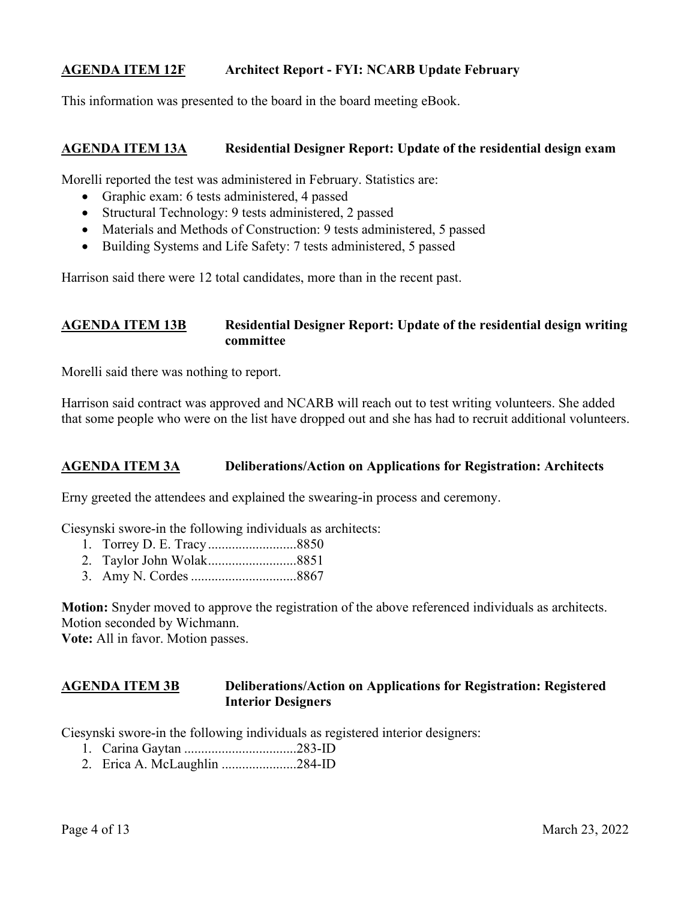**AGENDA ITEM 12F** **Architect Report - FYI: NCARB Update February**

This information was presented to the board in the board meeting eBook.

**AGENDA ITEM 13A** **Residential Designer Report: Update of the residential design exam**

Morelli reported the test was administered in February. Statistics are:

- Graphic exam: 6 tests administered, 4 passed
- Structural Technology: 9 tests administered, 2 passed
- Materials and Methods of Construction: 9 tests administered, 5 passed
- Building Systems and Life Safety: 7 tests administered, 5 passed

Harrison said there were 12 total candidates, more than in the recent past.

**AGENDA ITEM 13B** **Residential Designer Report: Update of the residential design writing committee**

Morelli said there was nothing to report.

Harrison said contract was approved and NCARB will reach out to test writing volunteers. She added that some people who were on the list have dropped out and she has had to recruit additional volunteers.

**AGENDA ITEM 3A** **Deliberations/Action on Applications for Registration: Architects**

Erny greeted the attendees and explained the swearing-in process and ceremony.

Ciesynski swore-in the following individuals as architects:

1. Torrey D. E. Tracy..........................8850
2. Taylor John Wolak..........................8851
3. Amy N. Cordes ..............................8867

**Motion:** Snyder moved to approve the registration of the above referenced individuals as architects. Motion seconded by Wichmann.
**Vote:** All in favor. Motion passes.

**AGENDA ITEM 3B** **Deliberations/Action on Applications for Registration: Registered Interior Designers**

Ciesynski swore-in the following individuals as registered interior designers:

1. Carina Gaytan .................................283-ID
2. Erica A. McLaughlin ......................284-ID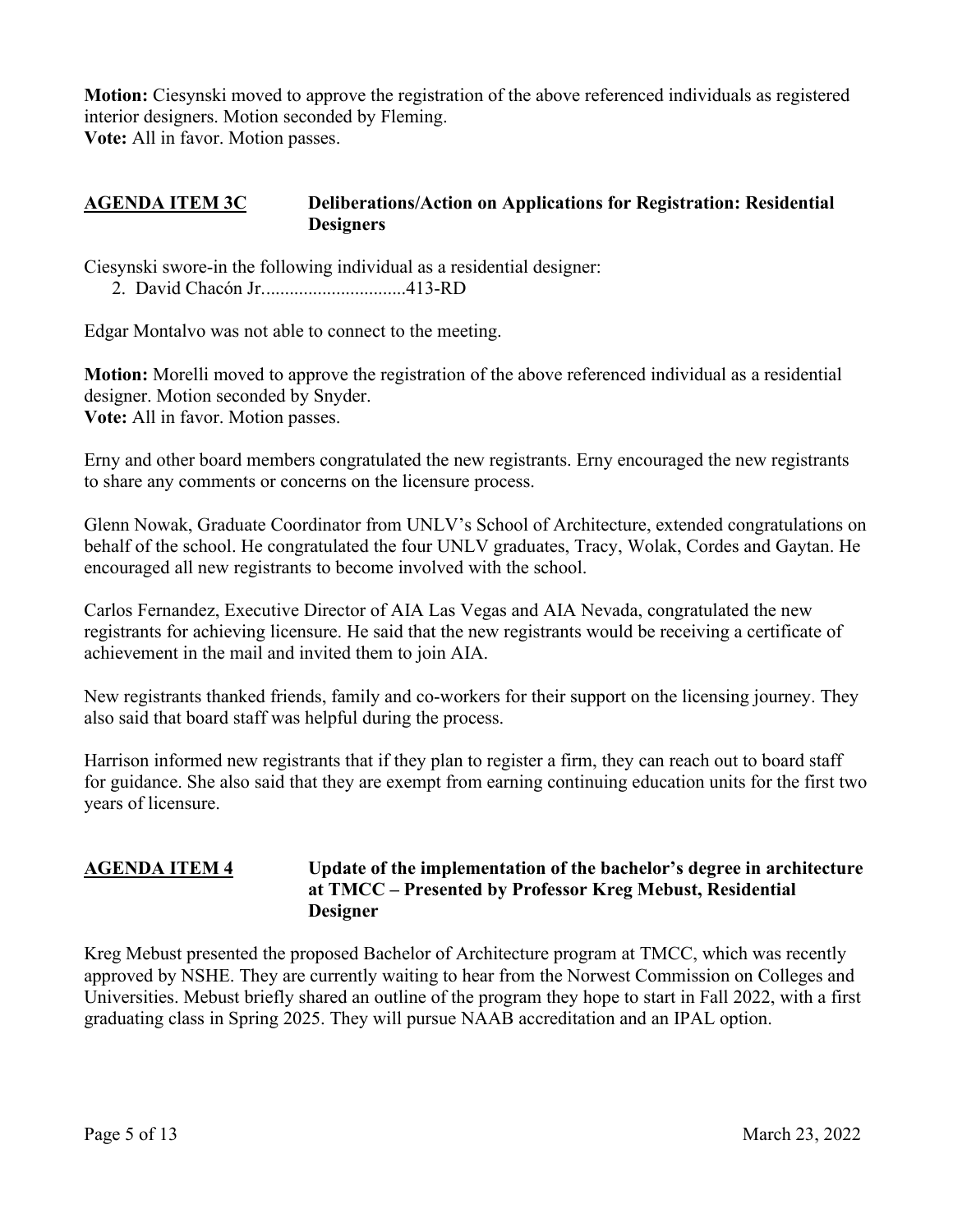**Motion:** Ciesynski moved to approve the registration of the above referenced individuals as registered interior designers. Motion seconded by Fleming.
**Vote:** All in favor. Motion passes.

**AGENDA ITEM 3C** **Deliberations/Action on Applications for Registration: Residential Designers**

Ciesynski swore-in the following individual as a residential designer:

2. David Chacón Jr...............................413-RD

Edgar Montalvo was not able to connect to the meeting.

**Motion:** Morelli moved to approve the registration of the above referenced individual as a residential designer. Motion seconded by Snyder.
**Vote:** All in favor. Motion passes.

Erny and other board members congratulated the new registrants. Erny encouraged the new registrants to share any comments or concerns on the licensure process.

Glenn Nowak, Graduate Coordinator from UNLV's School of Architecture, extended congratulations on behalf of the school. He congratulated the four UNLV graduates, Tracy, Wolak, Cordes and Gaytan. He encouraged all new registrants to become involved with the school.

Carlos Fernandez, Executive Director of AIA Las Vegas and AIA Nevada, congratulated the new registrants for achieving licensure. He said that the new registrants would be receiving a certificate of achievement in the mail and invited them to join AIA.

New registrants thanked friends, family and co-workers for their support on the licensing journey. They also said that board staff was helpful during the process.

Harrison informed new registrants that if they plan to register a firm, they can reach out to board staff for guidance. She also said that they are exempt from earning continuing education units for the first two years of licensure.

**AGENDA ITEM 4** **Update of the implementation of the bachelor's degree in architecture at TMCC – Presented by Professor Kreg Mebust, Residential Designer**

Kreg Mebust presented the proposed Bachelor of Architecture program at TMCC, which was recently approved by NSHE. They are currently waiting to hear from the Norwest Commission on Colleges and Universities. Mebust briefly shared an outline of the program they hope to start in Fall 2022, with a first graduating class in Spring 2025. They will pursue NAAB accreditation and an IPAL option.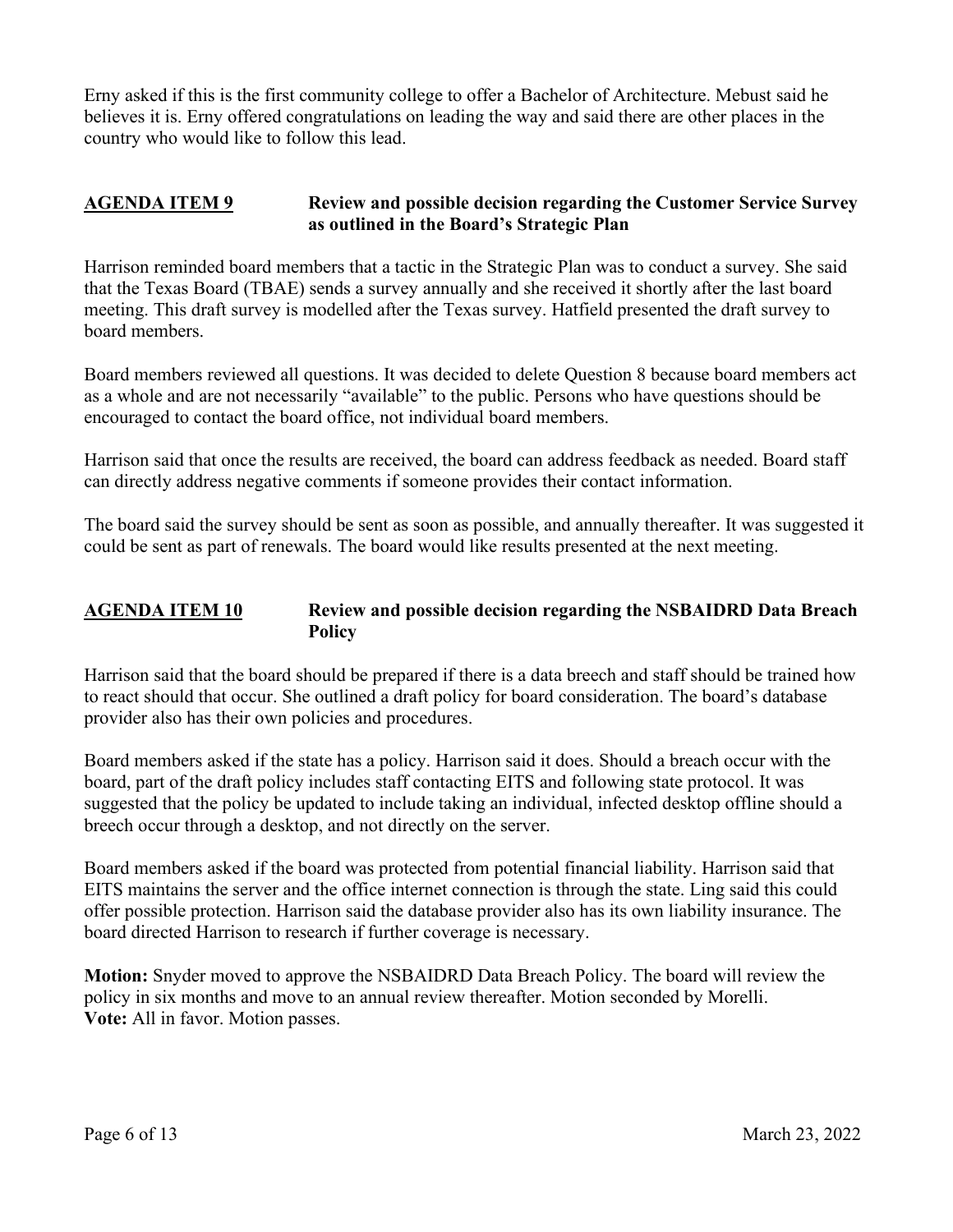Erny asked if this is the first community college to offer a Bachelor of Architecture. Mebust said he believes it is. Erny offered congratulations on leading the way and said there are other places in the country who would like to follow this lead.

**<u>AGENDA ITEM 9</u>** **Review and possible decision regarding the Customer Service Survey as outlined in the Board's Strategic Plan**

Harrison reminded board members that a tactic in the Strategic Plan was to conduct a survey. She said that the Texas Board (TBAE) sends a survey annually and she received it shortly after the last board meeting. This draft survey is modelled after the Texas survey. Hatfield presented the draft survey to board members.

Board members reviewed all questions. It was decided to delete Question 8 because board members act as a whole and are not necessarily "available" to the public. Persons who have questions should be encouraged to contact the board office, not individual board members.

Harrison said that once the results are received, the board can address feedback as needed. Board staff can directly address negative comments if someone provides their contact information.

The board said the survey should be sent as soon as possible, and annually thereafter. It was suggested it could be sent as part of renewals. The board would like results presented at the next meeting.

**<u>AGENDA ITEM 10</u>** **Review and possible decision regarding the NSBAIDRD Data Breach Policy**

Harrison said that the board should be prepared if there is a data breech and staff should be trained how to react should that occur. She outlined a draft policy for board consideration. The board's database provider also has their own policies and procedures.

Board members asked if the state has a policy. Harrison said it does. Should a breach occur with the board, part of the draft policy includes staff contacting EITS and following state protocol. It was suggested that the policy be updated to include taking an individual, infected desktop offline should a breech occur through a desktop, and not directly on the server.

Board members asked if the board was protected from potential financial liability. Harrison said that EITS maintains the server and the office internet connection is through the state. Ling said this could offer possible protection. Harrison said the database provider also has its own liability insurance. The board directed Harrison to research if further coverage is necessary.

**Motion:** Snyder moved to approve the NSBAIDRD Data Breach Policy. The board will review the policy in six months and move to an annual review thereafter. Motion seconded by Morelli.
**Vote:** All in favor. Motion passes.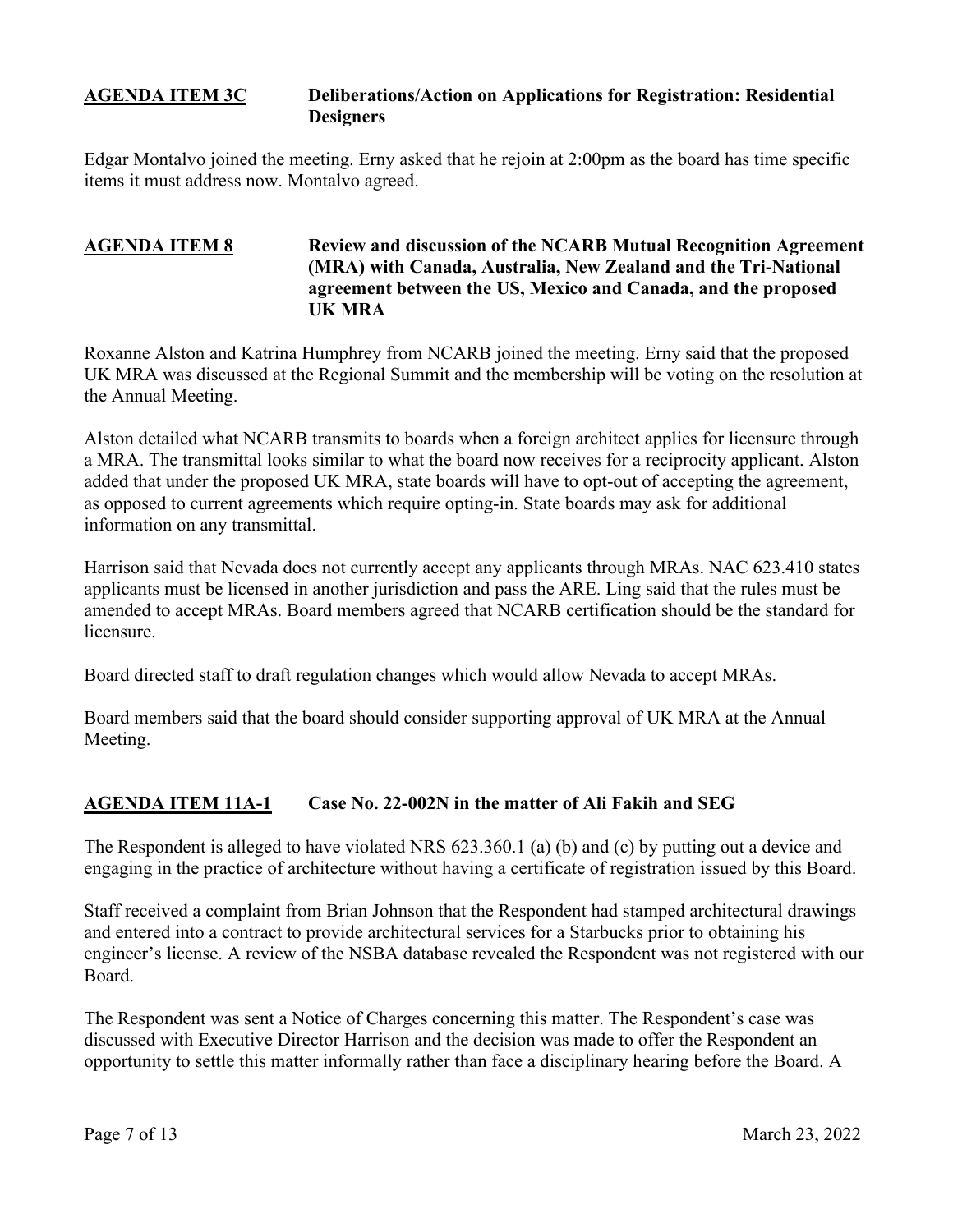**AGENDA ITEM 3C** **Deliberations/Action on Applications for Registration: Residential Designers**

Edgar Montalvo joined the meeting. Erny asked that he rejoin at 2:00pm as the board has time specific items it must address now. Montalvo agreed.

**AGENDA ITEM 8** **Review and discussion of the NCARB Mutual Recognition Agreement (MRA) with Canada, Australia, New Zealand and the Tri-National agreement between the US, Mexico and Canada, and the proposed UK MRA**

Roxanne Alston and Katrina Humphrey from NCARB joined the meeting. Erny said that the proposed UK MRA was discussed at the Regional Summit and the membership will be voting on the resolution at the Annual Meeting.

Alston detailed what NCARB transmits to boards when a foreign architect applies for licensure through a MRA. The transmittal looks similar to what the board now receives for a reciprocity applicant. Alston added that under the proposed UK MRA, state boards will have to opt-out of accepting the agreement, as opposed to current agreements which require opting-in. State boards may ask for additional information on any transmittal.

Harrison said that Nevada does not currently accept any applicants through MRAs. NAC 623.410 states applicants must be licensed in another jurisdiction and pass the ARE. Ling said that the rules must be amended to accept MRAs. Board members agreed that NCARB certification should be the standard for licensure.

Board directed staff to draft regulation changes which would allow Nevada to accept MRAs.

Board members said that the board should consider supporting approval of UK MRA at the Annual Meeting.

**AGENDA ITEM 11A-1** **Case No. 22-002N in the matter of Ali Fakih and SEG**

The Respondent is alleged to have violated NRS 623.360.1 (a) (b) and (c) by putting out a device and engaging in the practice of architecture without having a certificate of registration issued by this Board.

Staff received a complaint from Brian Johnson that the Respondent had stamped architectural drawings and entered into a contract to provide architectural services for a Starbucks prior to obtaining his engineer's license. A review of the NSBA database revealed the Respondent was not registered with our Board.

The Respondent was sent a Notice of Charges concerning this matter. The Respondent's case was discussed with Executive Director Harrison and the decision was made to offer the Respondent an opportunity to settle this matter informally rather than face a disciplinary hearing before the Board. A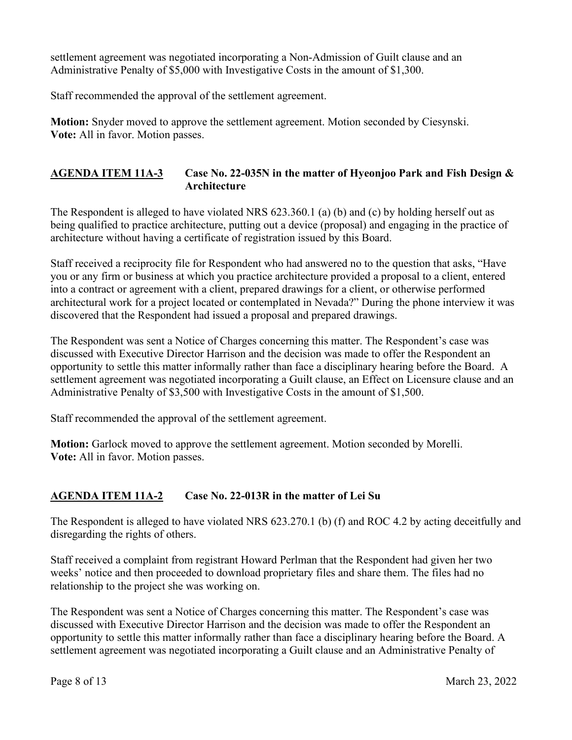settlement agreement was negotiated incorporating a Non-Admission of Guilt clause and an Administrative Penalty of $5,000 with Investigative Costs in the amount of $1,300.

Staff recommended the approval of the settlement agreement.

**Motion:** Snyder moved to approve the settlement agreement. Motion seconded by Ciesynski.
**Vote:** All in favor. Motion passes.

## AGENDA ITEM 11A-3 Case No. 22-035N in the matter of Hyeonjoo Park and Fish Design & Architecture

The Respondent is alleged to have violated NRS 623.360.1 (a) (b) and (c) by holding herself out as being qualified to practice architecture, putting out a device (proposal) and engaging in the practice of architecture without having a certificate of registration issued by this Board.

Staff received a reciprocity file for Respondent who had answered no to the question that asks, "Have you or any firm or business at which you practice architecture provided a proposal to a client, entered into a contract or agreement with a client, prepared drawings for a client, or otherwise performed architectural work for a project located or contemplated in Nevada?" During the phone interview it was discovered that the Respondent had issued a proposal and prepared drawings.

The Respondent was sent a Notice of Charges concerning this matter. The Respondent's case was discussed with Executive Director Harrison and the decision was made to offer the Respondent an opportunity to settle this matter informally rather than face a disciplinary hearing before the Board. A settlement agreement was negotiated incorporating a Guilt clause, an Effect on Licensure clause and an Administrative Penalty of $3,500 with Investigative Costs in the amount of $1,500.

Staff recommended the approval of the settlement agreement.

**Motion:** Garlock moved to approve the settlement agreement. Motion seconded by Morelli.
**Vote:** All in favor. Motion passes.

## AGENDA ITEM 11A-2 Case No. 22-013R in the matter of Lei Su

The Respondent is alleged to have violated NRS 623.270.1 (b) (f) and ROC 4.2 by acting deceitfully and disregarding the rights of others.

Staff received a complaint from registrant Howard Perlman that the Respondent had given her two weeks' notice and then proceeded to download proprietary files and share them. The files had no relationship to the project she was working on.

The Respondent was sent a Notice of Charges concerning this matter. The Respondent's case was discussed with Executive Director Harrison and the decision was made to offer the Respondent an opportunity to settle this matter informally rather than face a disciplinary hearing before the Board. A settlement agreement was negotiated incorporating a Guilt clause and an Administrative Penalty of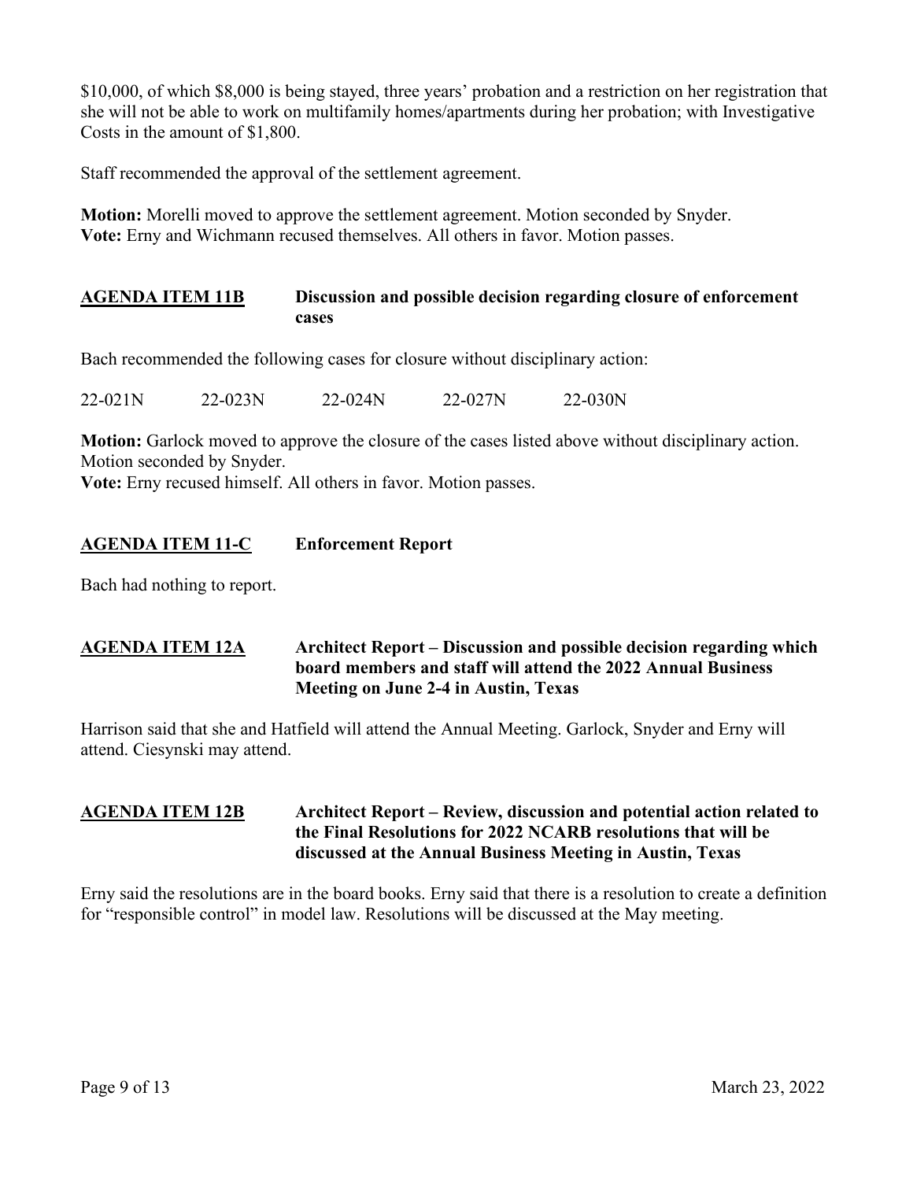$10,000, of which $8,000 is being stayed, three years' probation and a restriction on her registration that she will not be able to work on multifamily homes/apartments during her probation; with Investigative Costs in the amount of $1,800.

Staff recommended the approval of the settlement agreement.

**Motion:** Morelli moved to approve the settlement agreement. Motion seconded by Snyder.
**Vote:** Erny and Wichmann recused themselves. All others in favor. Motion passes.

## AGENDA ITEM 11B — Discussion and possible decision regarding closure of enforcement cases

Bach recommended the following cases for closure without disciplinary action:

22-021N    22-023N    22-024N    22-027N    22-030N

**Motion:** Garlock moved to approve the closure of the cases listed above without disciplinary action. Motion seconded by Snyder.
**Vote:** Erny recused himself. All others in favor. Motion passes.

## AGENDA ITEM 11-C — Enforcement Report

Bach had nothing to report.

## AGENDA ITEM 12A — Architect Report – Discussion and possible decision regarding which board members and staff will attend the 2022 Annual Business Meeting on June 2-4 in Austin, Texas

Harrison said that she and Hatfield will attend the Annual Meeting. Garlock, Snyder and Erny will attend. Ciesynski may attend.

## AGENDA ITEM 12B — Architect Report – Review, discussion and potential action related to the Final Resolutions for 2022 NCARB resolutions that will be discussed at the Annual Business Meeting in Austin, Texas

Erny said the resolutions are in the board books. Erny said that there is a resolution to create a definition for "responsible control" in model law. Resolutions will be discussed at the May meeting.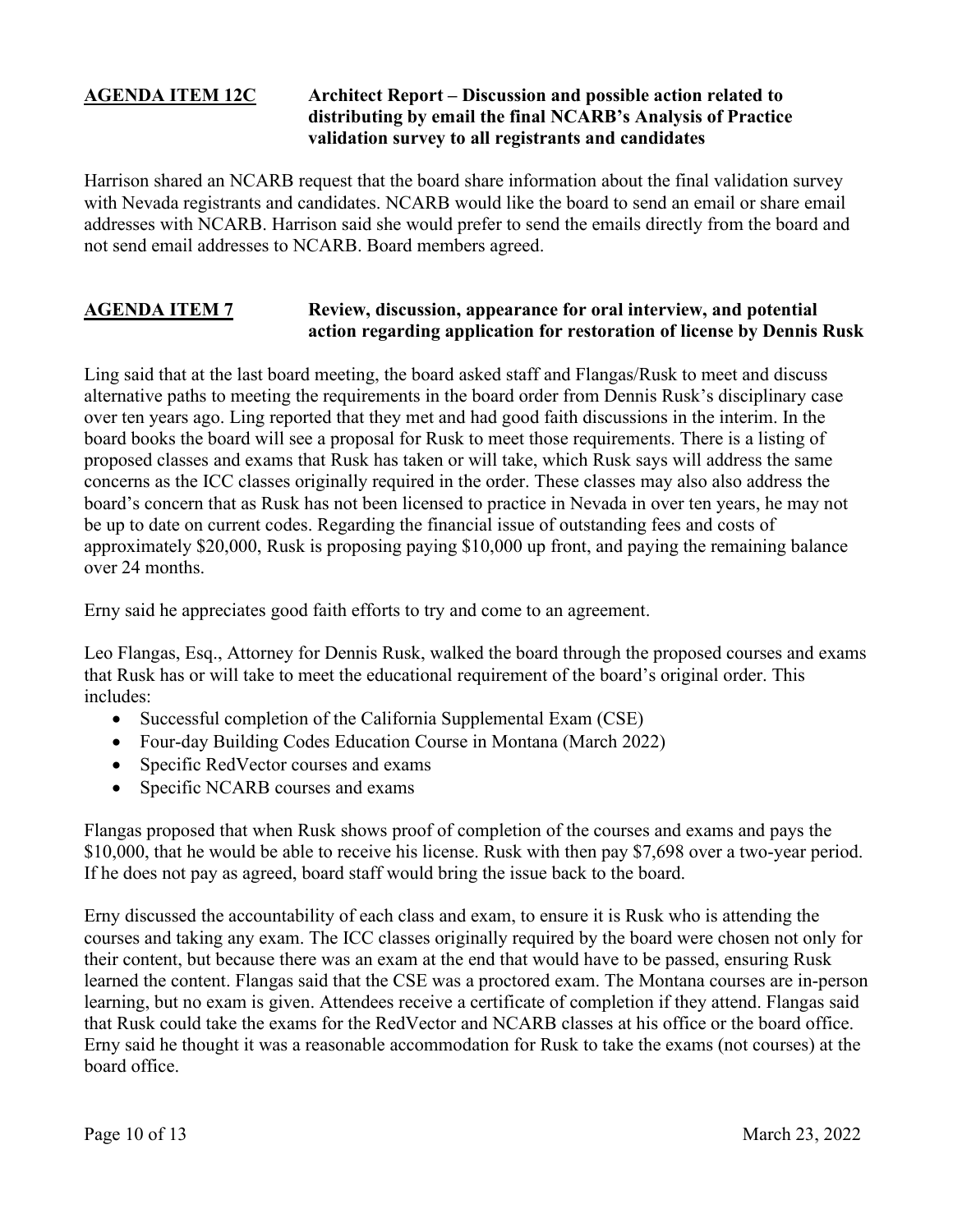**AGENDA ITEM 12C** **Architect Report – Discussion and possible action related to distributing by email the final NCARB's Analysis of Practice validation survey to all registrants and candidates**

Harrison shared an NCARB request that the board share information about the final validation survey with Nevada registrants and candidates. NCARB would like the board to send an email or share email addresses with NCARB. Harrison said she would prefer to send the emails directly from the board and not send email addresses to NCARB. Board members agreed.

**AGENDA ITEM 7** **Review, discussion, appearance for oral interview, and potential action regarding application for restoration of license by Dennis Rusk**

Ling said that at the last board meeting, the board asked staff and Flangas/Rusk to meet and discuss alternative paths to meeting the requirements in the board order from Dennis Rusk's disciplinary case over ten years ago. Ling reported that they met and had good faith discussions in the interim. In the board books the board will see a proposal for Rusk to meet those requirements. There is a listing of proposed classes and exams that Rusk has taken or will take, which Rusk says will address the same concerns as the ICC classes originally required in the order. These classes may also also address the board's concern that as Rusk has not been licensed to practice in Nevada in over ten years, he may not be up to date on current codes. Regarding the financial issue of outstanding fees and costs of approximately $20,000, Rusk is proposing paying $10,000 up front, and paying the remaining balance over 24 months.

Erny said he appreciates good faith efforts to try and come to an agreement.

Leo Flangas, Esq., Attorney for Dennis Rusk, walked the board through the proposed courses and exams that Rusk has or will take to meet the educational requirement of the board's original order. This includes:

- Successful completion of the California Supplemental Exam (CSE)
- Four-day Building Codes Education Course in Montana (March 2022)
- Specific RedVector courses and exams
- Specific NCARB courses and exams

Flangas proposed that when Rusk shows proof of completion of the courses and exams and pays the $10,000, that he would be able to receive his license. Rusk with then pay $7,698 over a two-year period. If he does not pay as agreed, board staff would bring the issue back to the board.

Erny discussed the accountability of each class and exam, to ensure it is Rusk who is attending the courses and taking any exam. The ICC classes originally required by the board were chosen not only for their content, but because there was an exam at the end that would have to be passed, ensuring Rusk learned the content. Flangas said that the CSE was a proctored exam. The Montana courses are in-person learning, but no exam is given. Attendees receive a certificate of completion if they attend. Flangas said that Rusk could take the exams for the RedVector and NCARB classes at his office or the board office. Erny said he thought it was a reasonable accommodation for Rusk to take the exams (not courses) at the board office.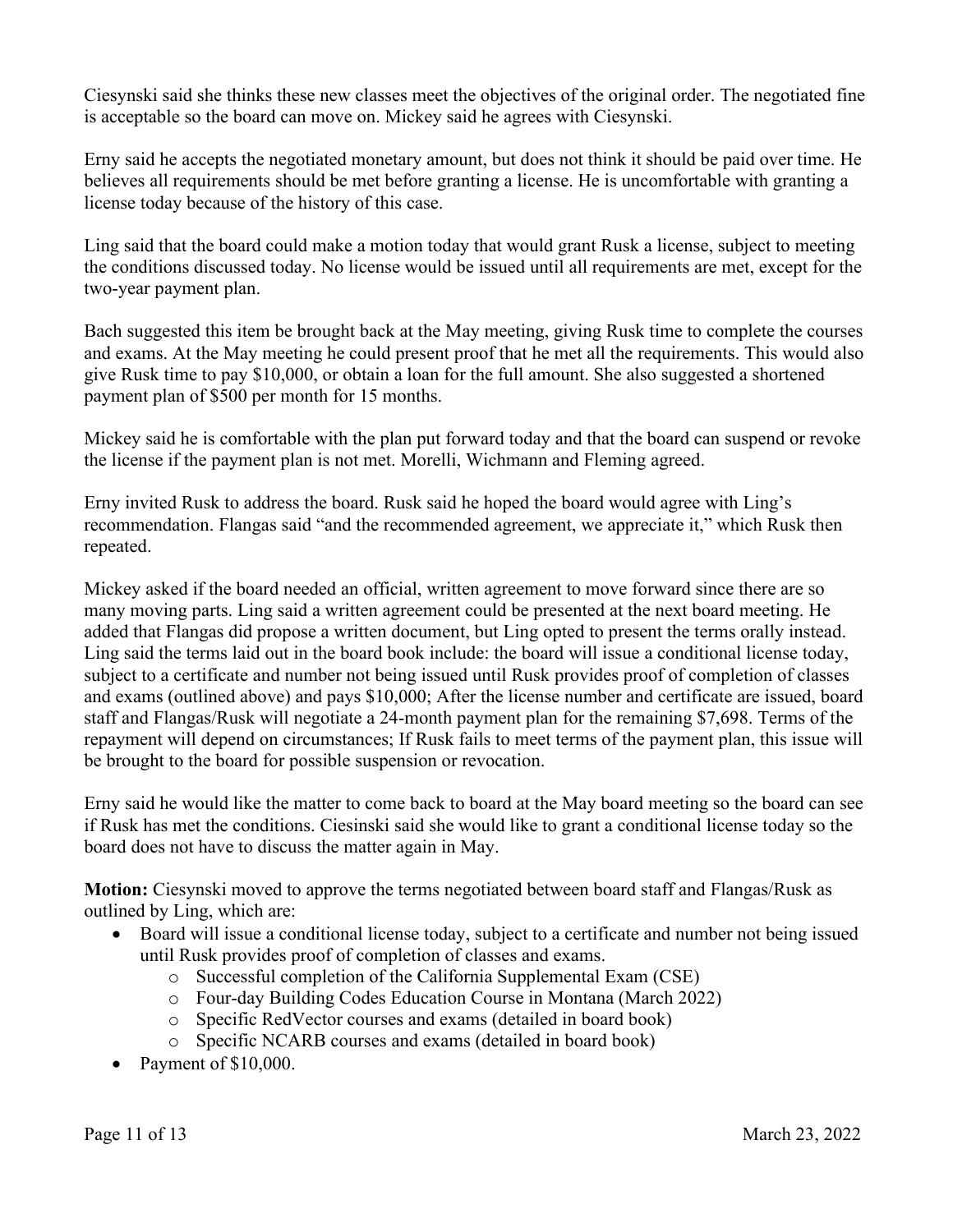Ciesynski said she thinks these new classes meet the objectives of the original order. The negotiated fine is acceptable so the board can move on. Mickey said he agrees with Ciesynski.

Erny said he accepts the negotiated monetary amount, but does not think it should be paid over time. He believes all requirements should be met before granting a license. He is uncomfortable with granting a license today because of the history of this case.

Ling said that the board could make a motion today that would grant Rusk a license, subject to meeting the conditions discussed today. No license would be issued until all requirements are met, except for the two-year payment plan.

Bach suggested this item be brought back at the May meeting, giving Rusk time to complete the courses and exams. At the May meeting he could present proof that he met all the requirements. This would also give Rusk time to pay $10,000, or obtain a loan for the full amount. She also suggested a shortened payment plan of $500 per month for 15 months.

Mickey said he is comfortable with the plan put forward today and that the board can suspend or revoke the license if the payment plan is not met. Morelli, Wichmann and Fleming agreed.

Erny invited Rusk to address the board. Rusk said he hoped the board would agree with Ling's recommendation. Flangas said "and the recommended agreement, we appreciate it," which Rusk then repeated.

Mickey asked if the board needed an official, written agreement to move forward since there are so many moving parts. Ling said a written agreement could be presented at the next board meeting. He added that Flangas did propose a written document, but Ling opted to present the terms orally instead. Ling said the terms laid out in the board book include: the board will issue a conditional license today, subject to a certificate and number not being issued until Rusk provides proof of completion of classes and exams (outlined above) and pays $10,000; After the license number and certificate are issued, board staff and Flangas/Rusk will negotiate a 24-month payment plan for the remaining $7,698. Terms of the repayment will depend on circumstances; If Rusk fails to meet terms of the payment plan, this issue will be brought to the board for possible suspension or revocation.

Erny said he would like the matter to come back to board at the May board meeting so the board can see if Rusk has met the conditions. Ciesinski said she would like to grant a conditional license today so the board does not have to discuss the matter again in May.

**Motion:** Ciesynski moved to approve the terms negotiated between board staff and Flangas/Rusk as outlined by Ling, which are:

- Board will issue a conditional license today, subject to a certificate and number not being issued until Rusk provides proof of completion of classes and exams.
  - Successful completion of the California Supplemental Exam (CSE)
  - Four-day Building Codes Education Course in Montana (March 2022)
  - Specific RedVector courses and exams (detailed in board book)
  - Specific NCARB courses and exams (detailed in board book)
- Payment of $10,000.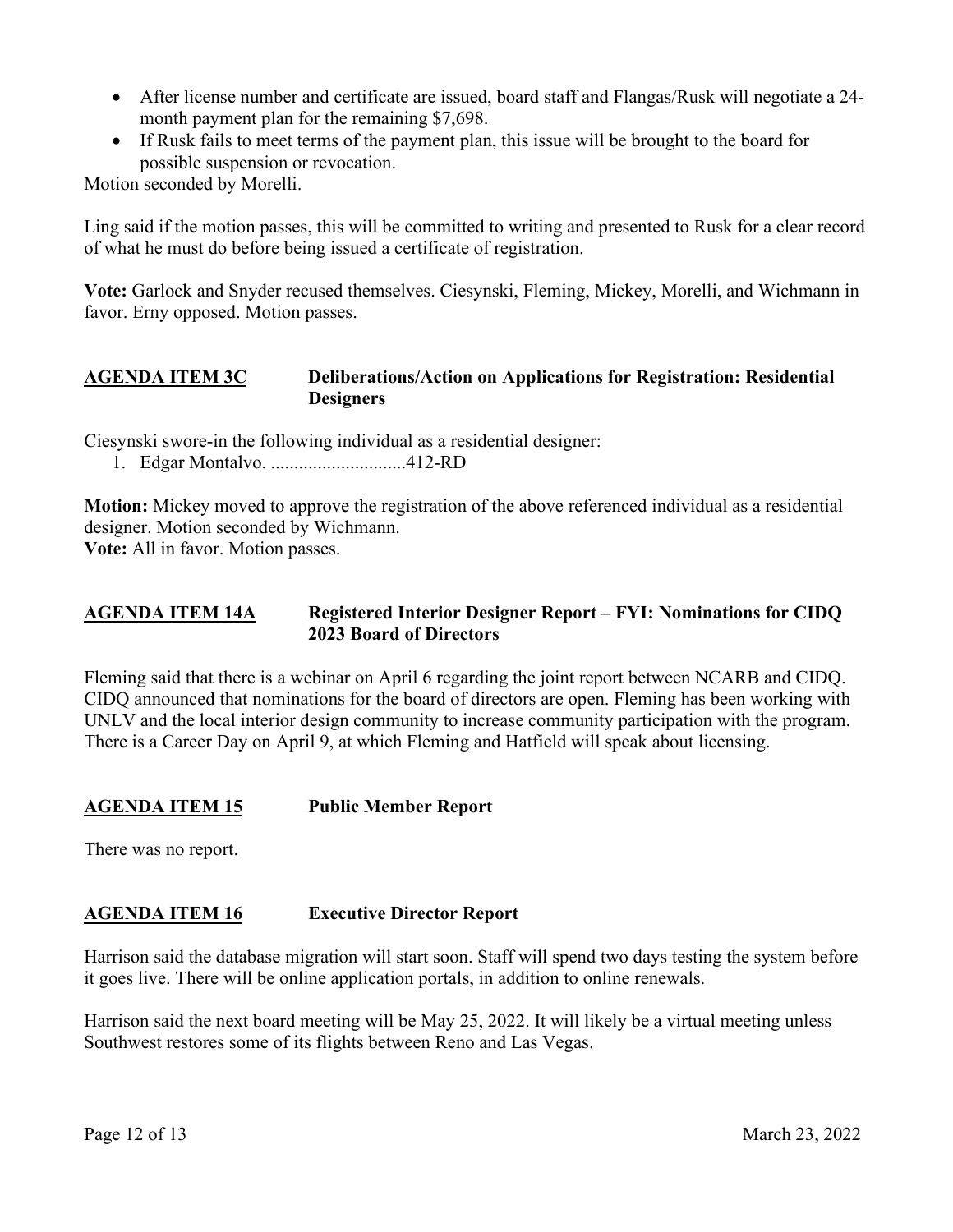- After license number and certificate are issued, board staff and Flangas/Rusk will negotiate a 24-month payment plan for the remaining $7,698.
- If Rusk fails to meet terms of the payment plan, this issue will be brought to the board for possible suspension or revocation.

Motion seconded by Morelli.

Ling said if the motion passes, this will be committed to writing and presented to Rusk for a clear record of what he must do before being issued a certificate of registration.

**Vote:** Garlock and Snyder recused themselves. Ciesynski, Fleming, Mickey, Morelli, and Wichmann in favor. Erny opposed. Motion passes.

## AGENDA ITEM 3C Deliberations/Action on Applications for Registration: Residential Designers

Ciesynski swore-in the following individual as a residential designer:

1. Edgar Montalvo. .............................412-RD

**Motion:** Mickey moved to approve the registration of the above referenced individual as a residential designer. Motion seconded by Wichmann.
**Vote:** All in favor. Motion passes.

## AGENDA ITEM 14A Registered Interior Designer Report – FYI: Nominations for CIDQ 2023 Board of Directors

Fleming said that there is a webinar on April 6 regarding the joint report between NCARB and CIDQ. CIDQ announced that nominations for the board of directors are open. Fleming has been working with UNLV and the local interior design community to increase community participation with the program. There is a Career Day on April 9, at which Fleming and Hatfield will speak about licensing.

## AGENDA ITEM 15 Public Member Report

There was no report.

## AGENDA ITEM 16 Executive Director Report

Harrison said the database migration will start soon. Staff will spend two days testing the system before it goes live. There will be online application portals, in addition to online renewals.

Harrison said the next board meeting will be May 25, 2022. It will likely be a virtual meeting unless Southwest restores some of its flights between Reno and Las Vegas.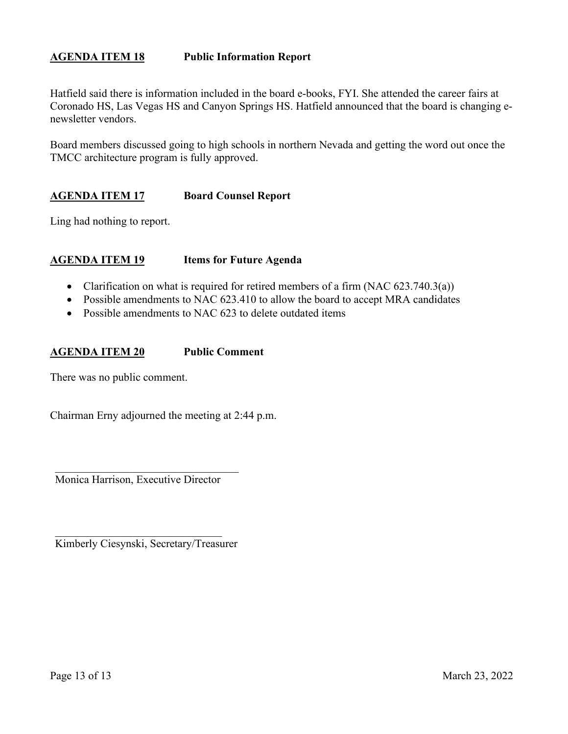**AGENDA ITEM 18** **Public Information Report**

Hatfield said there is information included in the board e-books, FYI. She attended the career fairs at Coronado HS, Las Vegas HS and Canyon Springs HS. Hatfield announced that the board is changing e-newsletter vendors.

Board members discussed going to high schools in northern Nevada and getting the word out once the TMCC architecture program is fully approved.

**AGENDA ITEM 17** **Board Counsel Report**

Ling had nothing to report.

**AGENDA ITEM 19** **Items for Future Agenda**

- Clarification on what is required for retired members of a firm (NAC 623.740.3(a))
- Possible amendments to NAC 623.410 to allow the board to accept MRA candidates
- Possible amendments to NAC 623 to delete outdated items

**AGENDA ITEM 20** **Public Comment**

There was no public comment.

Chairman Erny adjourned the meeting at 2:44 p.m.

\_\_\_\_\_\_\_\_\_\_\_\_\_\_\_\_\_\_\_\_\_\_\_\_\_\_\_\_\_\_\_\_\_\_\_

Monica Harrison, Executive Director

\_\_\_\_\_\_\_\_\_\_\_\_\_\_\_\_\_\_\_\_\_\_\_\_\_\_\_\_\_\_\_

Kimberly Ciesynski, Secretary/Treasurer